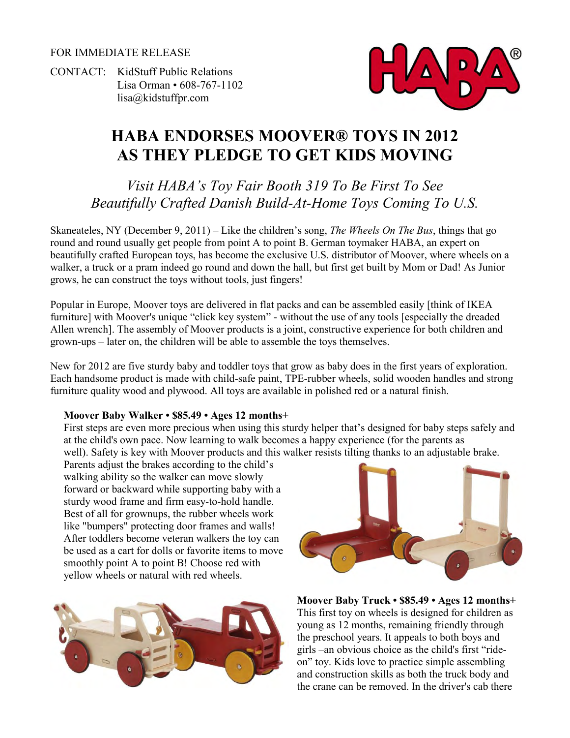FOR IMMEDIATE RELEASE

CONTACT: KidStuff Public Relations
Lisa Orman • 608-767-1102
lisa@kidstuffpr.com

# HABA ENDORSES MOOVER® TOYS IN 2012 AS THEY PLEDGE TO GET KIDS MOVING

## *Visit HABA's Toy Fair Booth 319 To Be First To See Beautifully Crafted Danish Build-At-Home Toys Coming To U.S.*

Skaneateles, NY (December 9, 2011) – Like the children's song, *The Wheels On The Bus*, things that go round and round usually get people from point A to point B. German toymaker HABA, an expert on beautifully crafted European toys, has become the exclusive U.S. distributor of Moover, where wheels on a walker, a truck or a pram indeed go round and down the hall, but first get built by Mom or Dad! As Junior grows, he can construct the toys without tools, just fingers!

Popular in Europe, Moover toys are delivered in flat packs and can be assembled easily [think of IKEA furniture] with Moover's unique "click key system" - without the use of any tools [especially the dreaded Allen wrench]. The assembly of Moover products is a joint, constructive experience for both children and grown-ups – later on, the children will be able to assemble the toys themselves.

New for 2012 are five sturdy baby and toddler toys that grow as baby does in the first years of exploration. Each handsome product is made with child-safe paint, TPE-rubber wheels, solid wooden handles and strong furniture quality wood and plywood. All toys are available in polished red or a natural finish.

**Moover Baby Walker • $85.49 • Ages 12 months+**
First steps are even more precious when using this sturdy helper that's designed for baby steps safely and at the child's own pace. Now learning to walk becomes a happy experience (for the parents as well). Safety is key with Moover products and this walker resists tilting thanks to an adjustable brake. Parents adjust the brakes according to the child's walking ability so the walker can move slowly forward or backward while supporting baby with a sturdy wood frame and firm easy-to-hold handle. Best of all for grownups, the rubber wheels work like "bumpers" protecting door frames and walls! After toddlers become veteran walkers the toy can be used as a cart for dolls or favorite items to move smoothly point A to point B! Choose red with yellow wheels or natural with red wheels.

**Moover Baby Truck • $85.49 • Ages 12 months+**
This first toy on wheels is designed for children as young as 12 months, remaining friendly through the preschool years. It appeals to both boys and girls –an obvious choice as the child's first "ride-on" toy. Kids love to practice simple assembling and construction skills as both the truck body and the crane can be removed. In the driver's cab there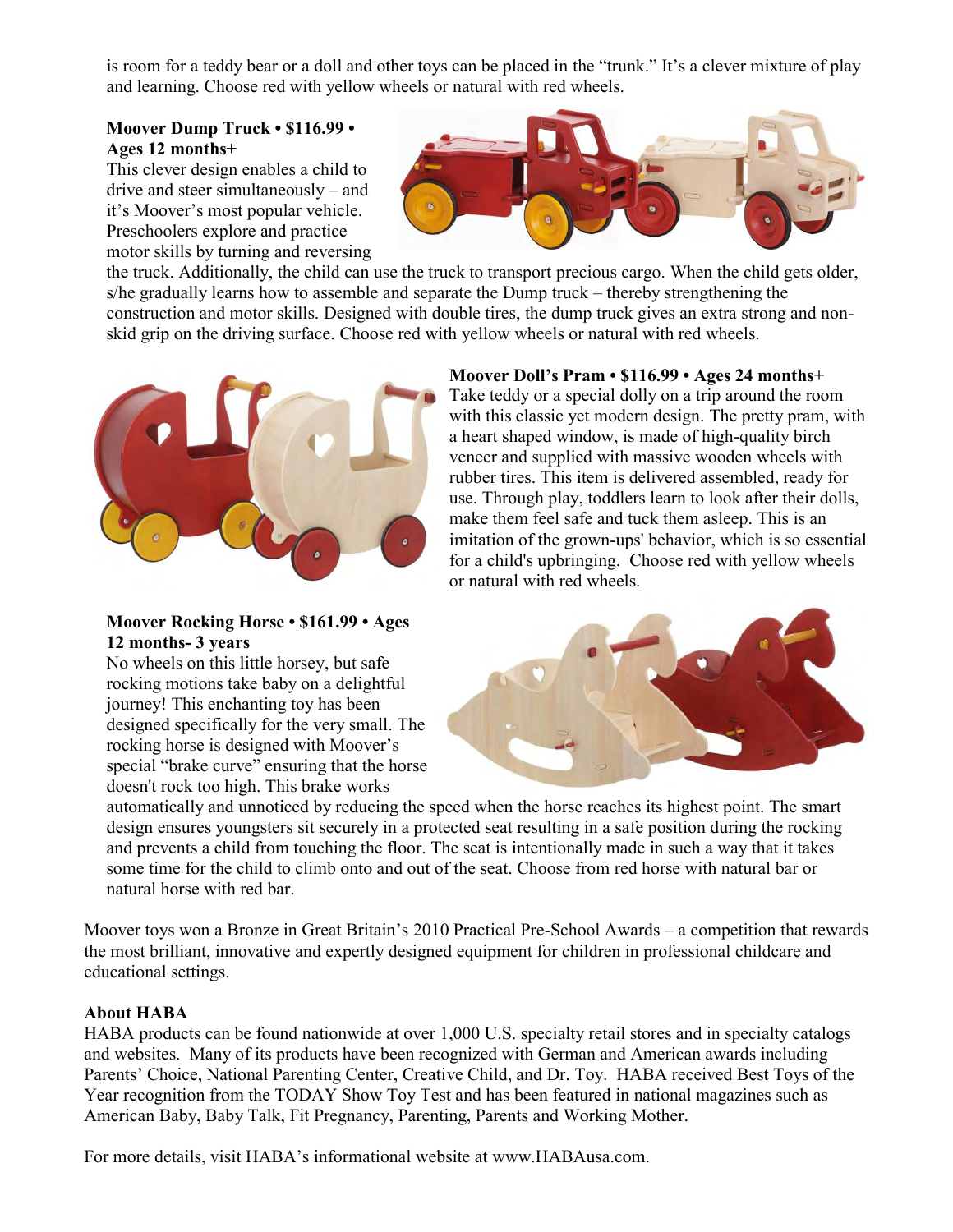is room for a teddy bear or a doll and other toys can be placed in the "trunk." It's a clever mixture of play and learning. Choose red with yellow wheels or natural with red wheels.

**Moover Dump Truck • $116.99 • Ages 12 months+**
This clever design enables a child to drive and steer simultaneously – and it's Moover's most popular vehicle. Preschoolers explore and practice motor skills by turning and reversing the truck. Additionally, the child can use the truck to transport precious cargo. When the child gets older, s/he gradually learns how to assemble and separate the Dump truck – thereby strengthening the construction and motor skills. Designed with double tires, the dump truck gives an extra strong and non-skid grip on the driving surface. Choose red with yellow wheels or natural with red wheels.

**Moover Doll's Pram • $116.99 • Ages 24 months+**
Take teddy or a special dolly on a trip around the room with this classic yet modern design. The pretty pram, with a heart shaped window, is made of high-quality birch veneer and supplied with massive wooden wheels with rubber tires. This item is delivered assembled, ready for use. Through play, toddlers learn to look after their dolls, make them feel safe and tuck them asleep. This is an imitation of the grown-ups' behavior, which is so essential for a child's upbringing. Choose red with yellow wheels or natural with red wheels.

**Moover Rocking Horse • $161.99 • Ages 12 months- 3 years**
No wheels on this little horsey, but safe rocking motions take baby on a delightful journey! This enchanting toy has been designed specifically for the very small. The rocking horse is designed with Moover's special "brake curve" ensuring that the horse doesn't rock too high. This brake works automatically and unnoticed by reducing the speed when the horse reaches its highest point. The smart design ensures youngsters sit securely in a protected seat resulting in a safe position during the rocking and prevents a child from touching the floor. The seat is intentionally made in such a way that it takes some time for the child to climb onto and out of the seat. Choose from red horse with natural bar or natural horse with red bar.

Moover toys won a Bronze in Great Britain's 2010 Practical Pre-School Awards – a competition that rewards the most brilliant, innovative and expertly designed equipment for children in professional childcare and educational settings.

**About HABA**
HABA products can be found nationwide at over 1,000 U.S. specialty retail stores and in specialty catalogs and websites. Many of its products have been recognized with German and American awards including Parents' Choice, National Parenting Center, Creative Child, and Dr. Toy. HABA received Best Toys of the Year recognition from the TODAY Show Toy Test and has been featured in national magazines such as American Baby, Baby Talk, Fit Pregnancy, Parenting, Parents and Working Mother.

For more details, visit HABA's informational website at www.HABAusa.com.